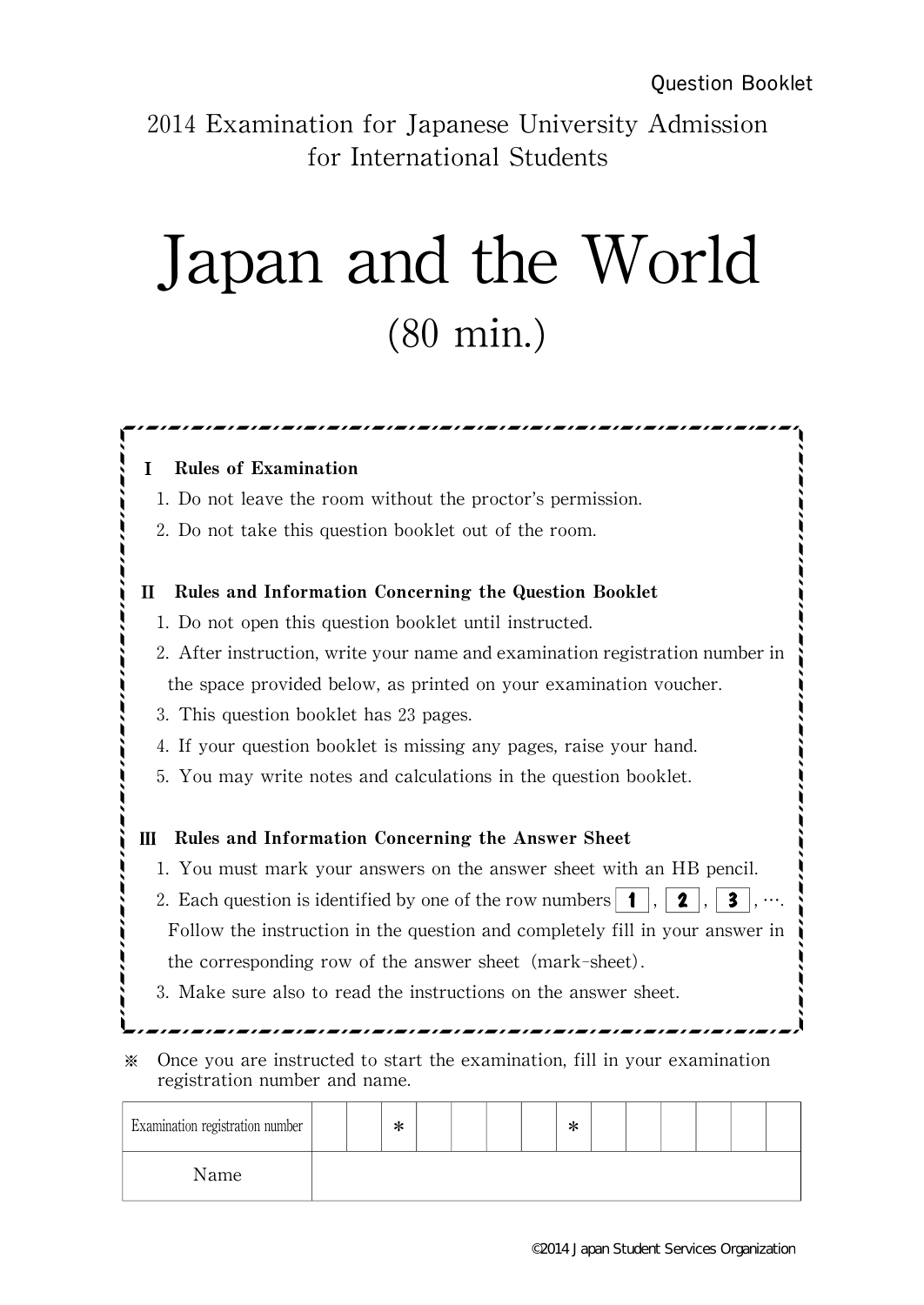Question Booklet

2014 Examination for Japanese University Admission for International Students

# Japan and the World

(80 min.)

**I　Rules of Examination**

1. Do not leave the room without the proctor's permission.
2. Do not take this question booklet out of the room.

**II　Rules and Information Concerning the Question Booklet**

1. Do not open this question booklet until instructed.
2. After instruction, write your name and examination registration number in the space provided below, as printed on your examination voucher.
3. This question booklet has 23 pages.
4. If your question booklet is missing any pages, raise your hand.
5. You may write notes and calculations in the question booklet.

**III　Rules and Information Concerning the Answer Sheet**

1. You must mark your answers on the answer sheet with an HB pencil.
2. Each question is identified by one of the row numbers **1** , **2** , **3** , …. Follow the instruction in the question and completely fill in your answer in the corresponding row of the answer sheet (mark-sheet).
3. Make sure also to read the instructions on the answer sheet.

※ Once you are instructed to start the examination, fill in your examination registration number and name.

| Examination registration number | | | * | | | | | * | | | | | | |
|---|---|---|---|---|---|---|---|---|---|---|---|---|---|---|
| Name | | | | | | | | | | | | | | |

©2014 Japan Student Services Organization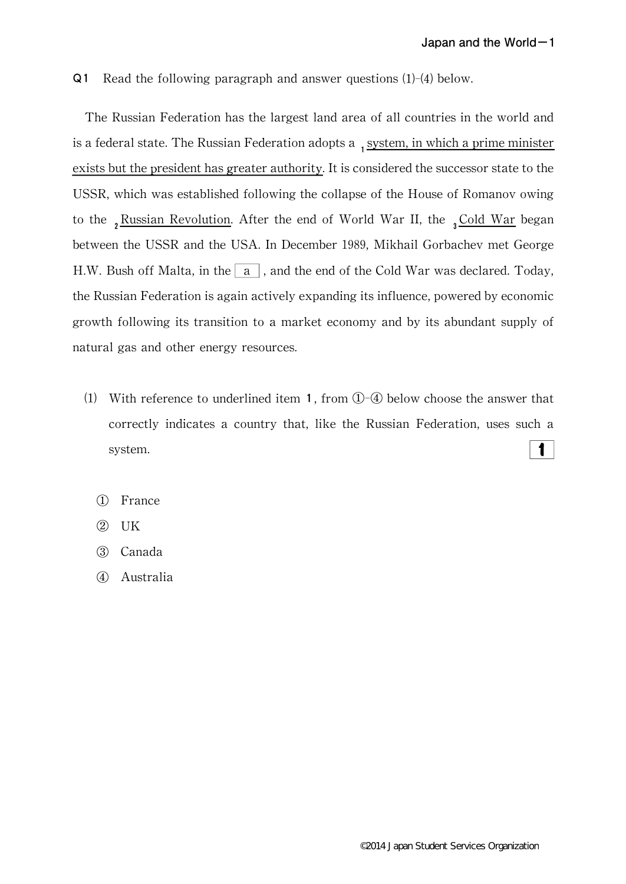**Q1** Read the following paragraph and answer questions (1)-(4) below.

The Russian Federation has the largest land area of all countries in the world and is a federal state. The Russian Federation adopts a [1] <u>system, in which a prime minister exists but the president has greater authority</u>. It is considered the successor state to the USSR, which was established following the collapse of the House of Romanov owing to the [2] <u>Russian Revolution</u>. After the end of World War II, the [3] <u>Cold War</u> began between the USSR and the USA. In December 1989, Mikhail Gorbachev met George H.W. Bush off Malta, in the [ a ], and the end of the Cold War was declared. Today, the Russian Federation is again actively expanding its influence, powered by economic growth following its transition to a market economy and by its abundant supply of natural gas and other energy resources.

(1) With reference to underlined item **1**, from ①-④ below choose the answer that correctly indicates a country that, like the Russian Federation, uses such a system. **[ 1 ]**

① France
② UK
③ Canada
④ Australia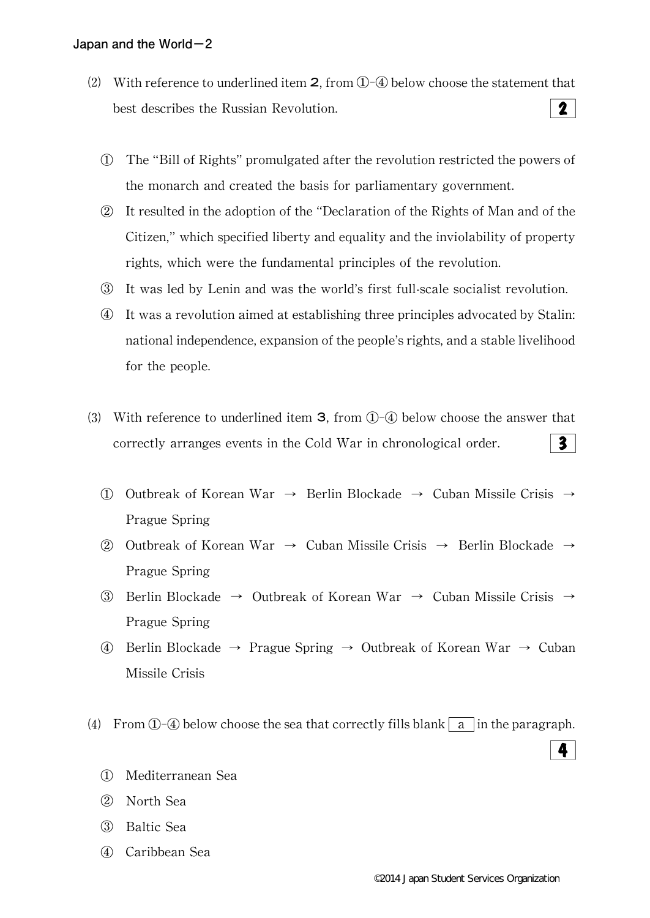(2) With reference to underlined item **2**, from ①-④ below choose the statement that best describes the Russian Revolution. **2**

① The "Bill of Rights" promulgated after the revolution restricted the powers of the monarch and created the basis for parliamentary government.

② It resulted in the adoption of the "Declaration of the Rights of Man and of the Citizen," which specified liberty and equality and the inviolability of property rights, which were the fundamental principles of the revolution.

③ It was led by Lenin and was the world's first full-scale socialist revolution.

④ It was a revolution aimed at establishing three principles advocated by Stalin: national independence, expansion of the people's rights, and a stable livelihood for the people.

(3) With reference to underlined item **3**, from ①-④ below choose the answer that correctly arranges events in the Cold War in chronological order. **3**

① Outbreak of Korean War → Berlin Blockade → Cuban Missile Crisis → Prague Spring

② Outbreak of Korean War → Cuban Missile Crisis → Berlin Blockade → Prague Spring

③ Berlin Blockade → Outbreak of Korean War → Cuban Missile Crisis → Prague Spring

④ Berlin Blockade → Prague Spring → Outbreak of Korean War → Cuban Missile Crisis

(4) From ①-④ below choose the sea that correctly fills blank [ a ] in the paragraph. **4**

① Mediterranean Sea

② North Sea

③ Baltic Sea

④ Caribbean Sea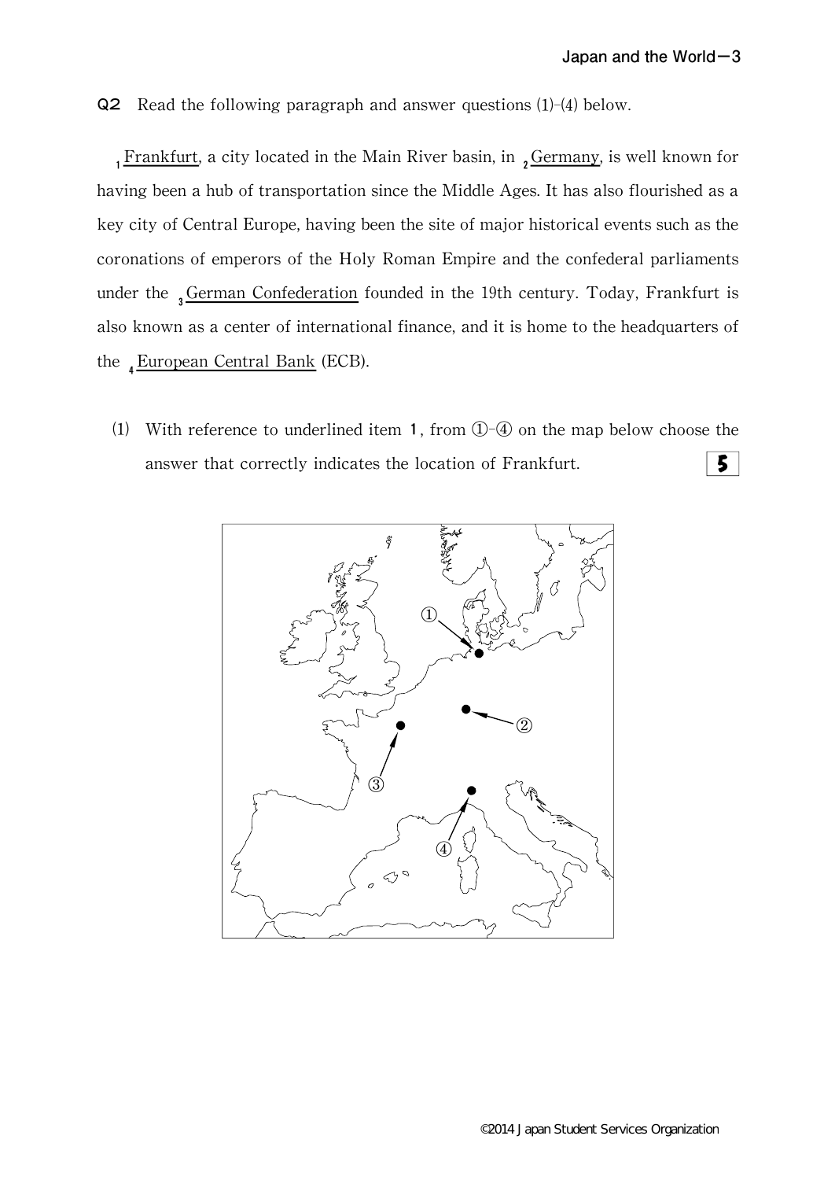**Q2** Read the following paragraph and answer questions (1)-(4) below.

[1]Frankfurt, a city located in the Main River basin, in [2]Germany, is well known for having been a hub of transportation since the Middle Ages. It has also flourished as a key city of Central Europe, having been the site of major historical events such as the coronations of emperors of the Holy Roman Empire and the confederal parliaments under the [3]German Confederation founded in the 19th century. Today, Frankfurt is also known as a center of international finance, and it is home to the headquarters of the [4]European Central Bank (ECB).

(1) With reference to underlined item **1**, from ①-④ on the map below choose the answer that correctly indicates the location of Frankfurt. **5**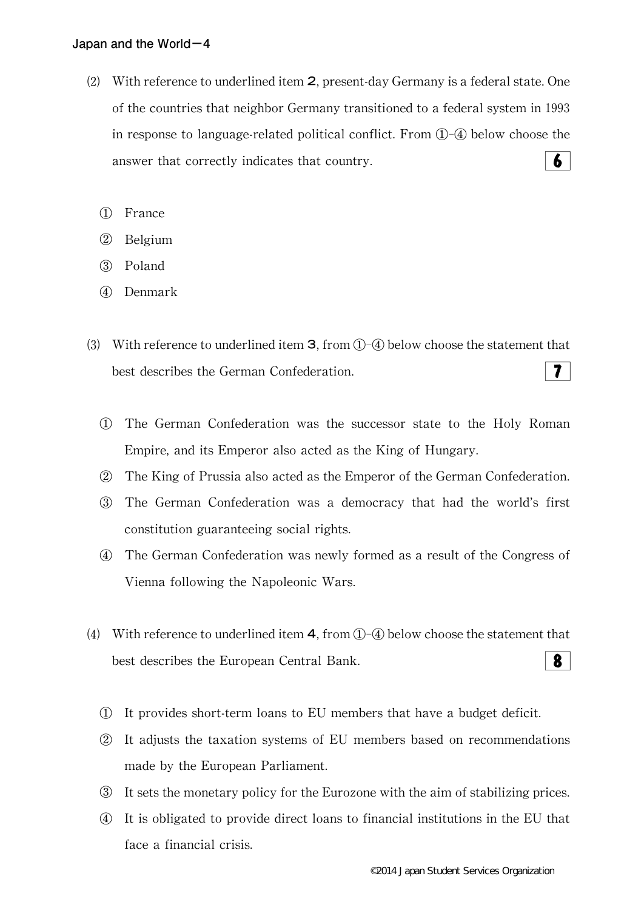(2) With reference to underlined item **2**, present-day Germany is a federal state. One of the countries that neighbor Germany transitioned to a federal system in 1993 in response to language-related political conflict. From ①–④ below choose the answer that correctly indicates that country. **6**

① France
② Belgium
③ Poland
④ Denmark

(3) With reference to underlined item **3**, from ①–④ below choose the statement that best describes the German Confederation. **7**

① The German Confederation was the successor state to the Holy Roman Empire, and its Emperor also acted as the King of Hungary.
② The King of Prussia also acted as the Emperor of the German Confederation.
③ The German Confederation was a democracy that had the world's first constitution guaranteeing social rights.
④ The German Confederation was newly formed as a result of the Congress of Vienna following the Napoleonic Wars.

(4) With reference to underlined item **4**, from ①–④ below choose the statement that best describes the European Central Bank. **8**

① It provides short-term loans to EU members that have a budget deficit.
② It adjusts the taxation systems of EU members based on recommendations made by the European Parliament.
③ It sets the monetary policy for the Eurozone with the aim of stabilizing prices.
④ It is obligated to provide direct loans to financial institutions in the EU that face a financial crisis.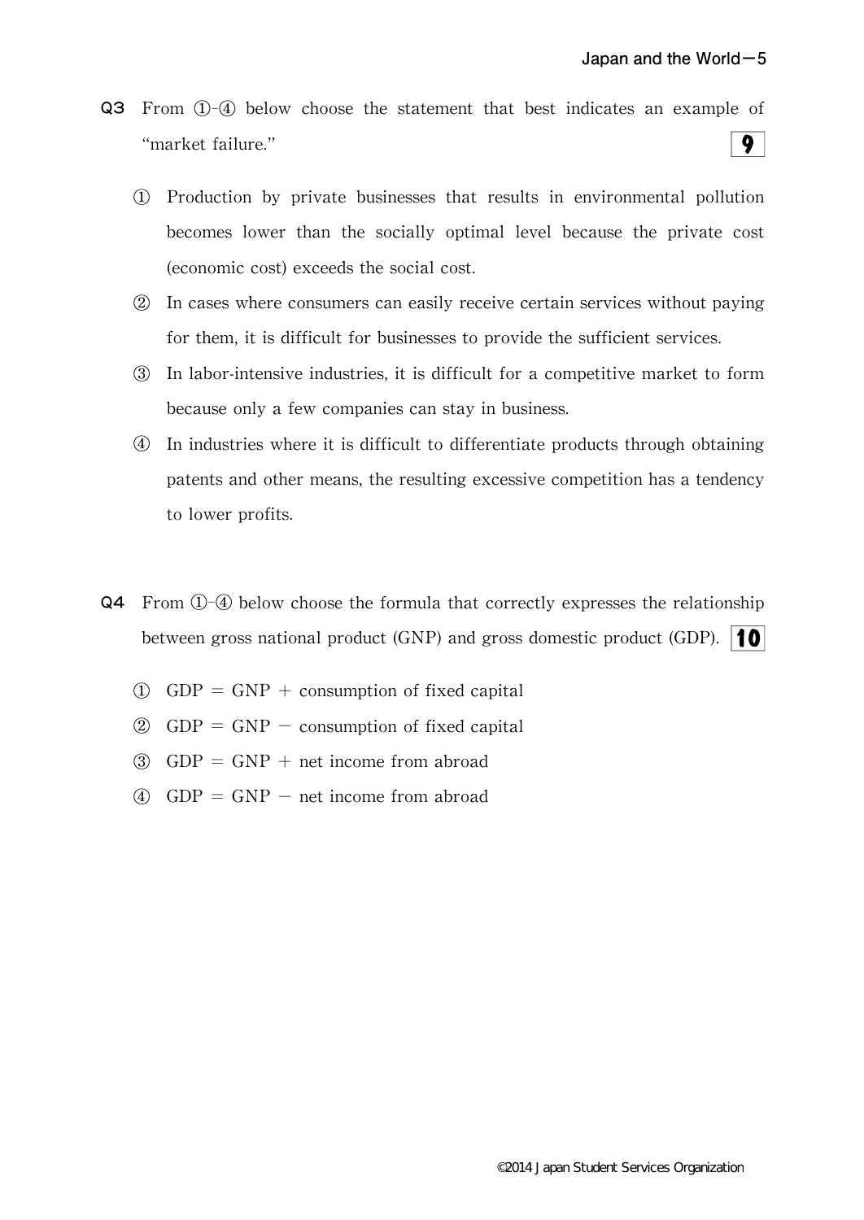**Q3** From ①-④ below choose the statement that best indicates an example of "market failure." **9**

① Production by private businesses that results in environmental pollution becomes lower than the socially optimal level because the private cost (economic cost) exceeds the social cost.

② In cases where consumers can easily receive certain services without paying for them, it is difficult for businesses to provide the sufficient services.

③ In labor-intensive industries, it is difficult for a competitive market to form because only a few companies can stay in business.

④ In industries where it is difficult to differentiate products through obtaining patents and other means, the resulting excessive competition has a tendency to lower profits.

**Q4** From ①-④ below choose the formula that correctly expresses the relationship between gross national product (GNP) and gross domestic product (GDP). **10**

① GDP = GNP + consumption of fixed capital

② GDP = GNP − consumption of fixed capital

③ GDP = GNP + net income from abroad

④ GDP = GNP − net income from abroad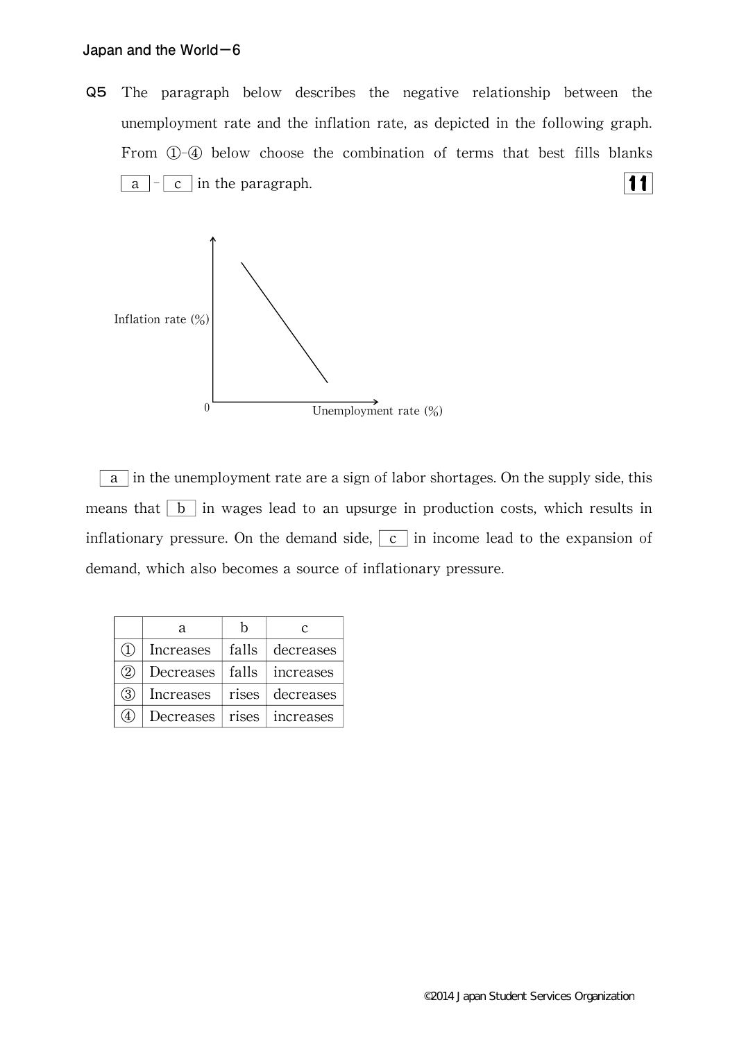**Q5** The paragraph below describes the negative relationship between the unemployment rate and the inflation rate, as depicted in the following graph. From ①-④ below choose the combination of terms that best fills blanks [ a ] - [ c ] in the paragraph. **11**

Inflation rate (%)

0

Unemployment rate (%)

[ a ] in the unemployment rate are a sign of labor shortages. On the supply side, this means that [ b ] in wages lead to an upsurge in production costs, which results in inflationary pressure. On the demand side, [ c ] in income lead to the expansion of demand, which also becomes a source of inflationary pressure.

| | a | b | c |
|---|---|---|---|
| ① | Increases | falls | decreases |
| ② | Decreases | falls | increases |
| ③ | Increases | rises | decreases |
| ④ | Decreases | rises | increases |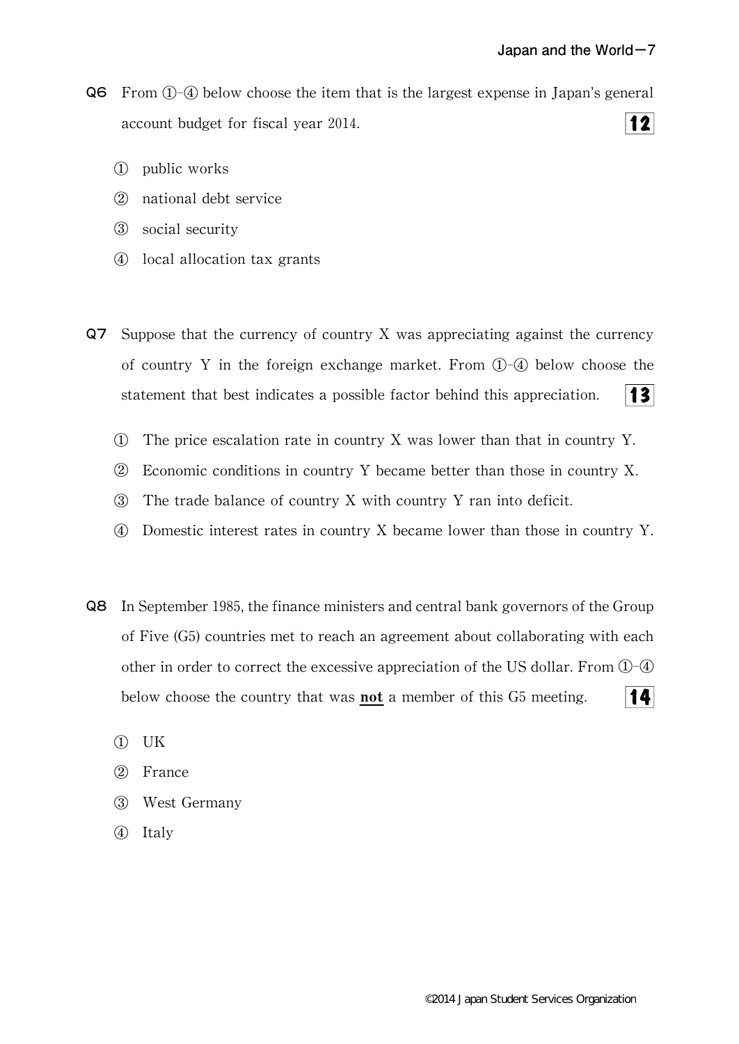**Q6** From ①-④ below choose the item that is the largest expense in Japan's general account budget for fiscal year 2014. **12**

① public works

② national debt service

③ social security

④ local allocation tax grants

**Q7** Suppose that the currency of country X was appreciating against the currency of country Y in the foreign exchange market. From ①-④ below choose the statement that best indicates a possible factor behind this appreciation. **13**

① The price escalation rate in country X was lower than that in country Y.

② Economic conditions in country Y became better than those in country X.

③ The trade balance of country X with country Y ran into deficit.

④ Domestic interest rates in country X became lower than those in country Y.

**Q8** In September 1985, the finance ministers and central bank governors of the Group of Five (G5) countries met to reach an agreement about collaborating with each other in order to correct the excessive appreciation of the US dollar. From ①-④ below choose the country that was **not** a member of this G5 meeting. **14**

① UK

② France

③ West Germany

④ Italy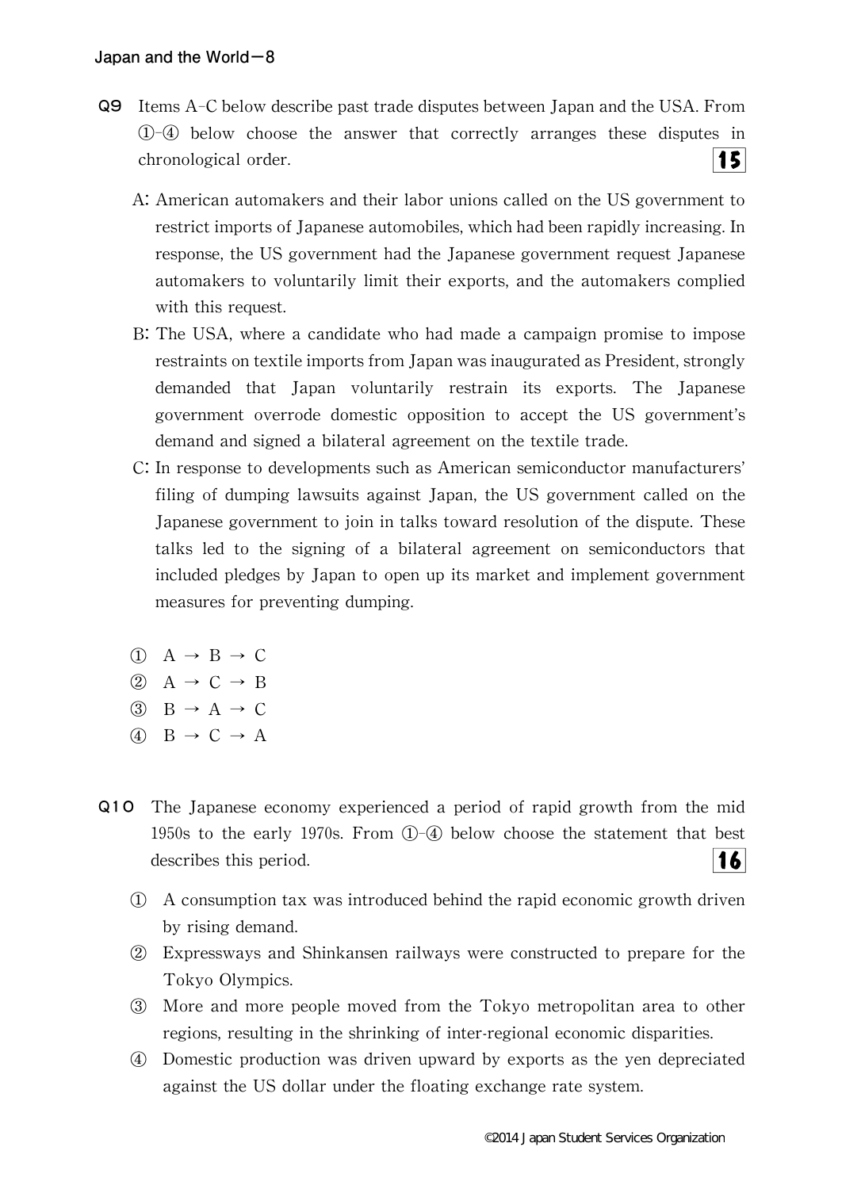**Q9** Items A–C below describe past trade disputes between Japan and the USA. From ①–④ below choose the answer that correctly arranges these disputes in chronological order. **15**

A: American automakers and their labor unions called on the US government to restrict imports of Japanese automobiles, which had been rapidly increasing. In response, the US government had the Japanese government request Japanese automakers to voluntarily limit their exports, and the automakers complied with this request.

B: The USA, where a candidate who had made a campaign promise to impose restraints on textile imports from Japan was inaugurated as President, strongly demanded that Japan voluntarily restrain its exports. The Japanese government overrode domestic opposition to accept the US government's demand and signed a bilateral agreement on the textile trade.

C: In response to developments such as American semiconductor manufacturers' filing of dumping lawsuits against Japan, the US government called on the Japanese government to join in talks toward resolution of the dispute. These talks led to the signing of a bilateral agreement on semiconductors that included pledges by Japan to open up its market and implement government measures for preventing dumping.

① A → B → C
② A → C → B
③ B → A → C
④ B → C → A

**Q10** The Japanese economy experienced a period of rapid growth from the mid 1950s to the early 1970s. From ①–④ below choose the statement that best describes this period. **16**

① A consumption tax was introduced behind the rapid economic growth driven by rising demand.
② Expressways and Shinkansen railways were constructed to prepare for the Tokyo Olympics.
③ More and more people moved from the Tokyo metropolitan area to other regions, resulting in the shrinking of inter-regional economic disparities.
④ Domestic production was driven upward by exports as the yen depreciated against the US dollar under the floating exchange rate system.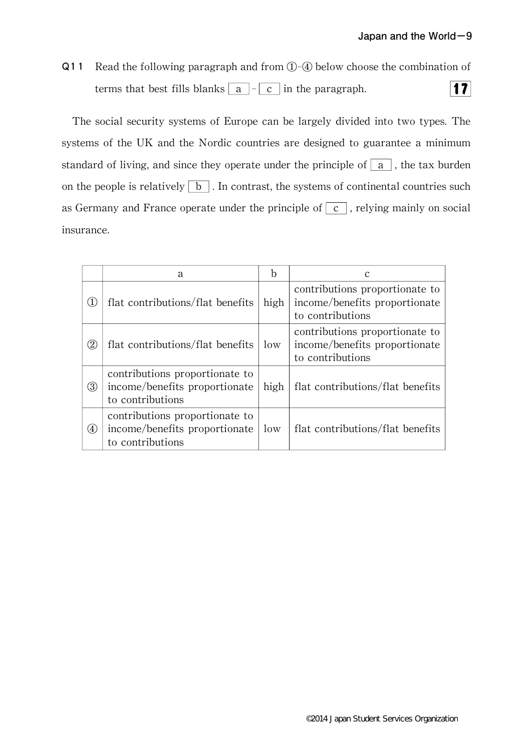**Q11** Read the following paragraph and from ①-④ below choose the combination of terms that best fills blanks [ a ] - [ c ] in the paragraph. **17**

The social security systems of Europe can be largely divided into two types. The systems of the UK and the Nordic countries are designed to guarantee a minimum standard of living, and since they operate under the principle of [ a ], the tax burden on the people is relatively [ b ]. In contrast, the systems of continental countries such as Germany and France operate under the principle of [ c ], relying mainly on social insurance.

| | a | b | c |
|---|---|---|---|
| ① | flat contributions/flat benefits | high | contributions proportionate to income/benefits proportionate to contributions |
| ② | flat contributions/flat benefits | low | contributions proportionate to income/benefits proportionate to contributions |
| ③ | contributions proportionate to income/benefits proportionate to contributions | high | flat contributions/flat benefits |
| ④ | contributions proportionate to income/benefits proportionate to contributions | low | flat contributions/flat benefits |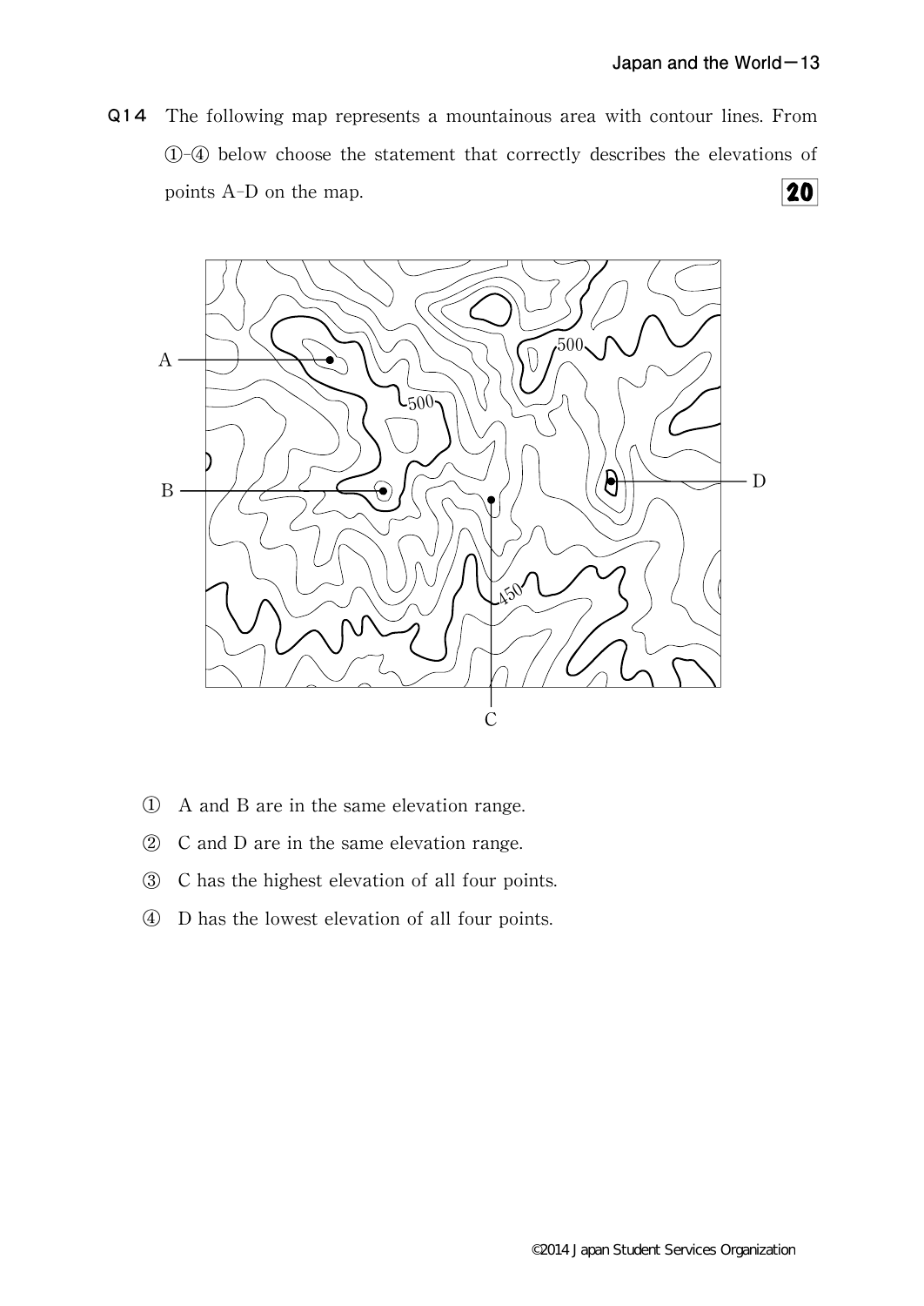**Q14** The following map represents a mountainous area with contour lines. From ①-④ below choose the statement that correctly describes the elevations of points A-D on the map. **20**

① A and B are in the same elevation range.

② C and D are in the same elevation range.

③ C has the highest elevation of all four points.

④ D has the lowest elevation of all four points.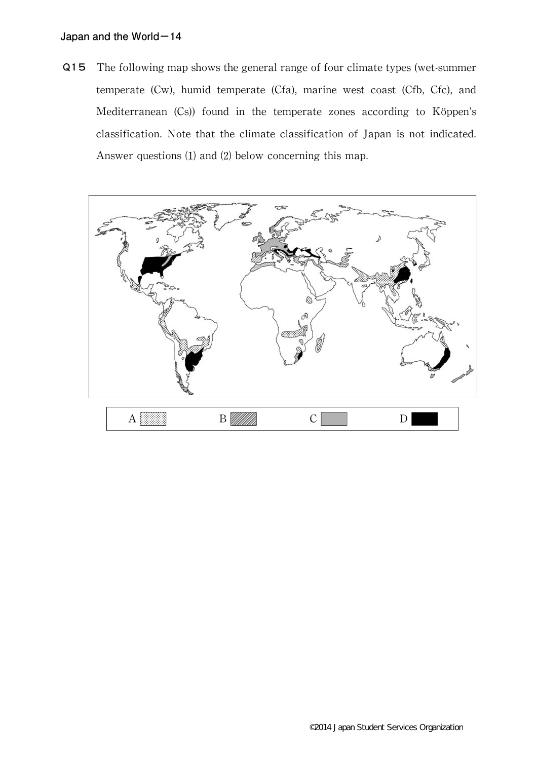**Q15** The following map shows the general range of four climate types (wet-summer temperate (Cw), humid temperate (Cfa), marine west coast (Cfb, Cfc), and Mediterranean (Cs)) found in the temperate zones according to Köppen's classification. Note that the climate classification of Japan is not indicated. Answer questions (1) and (2) below concerning this map.

A B C D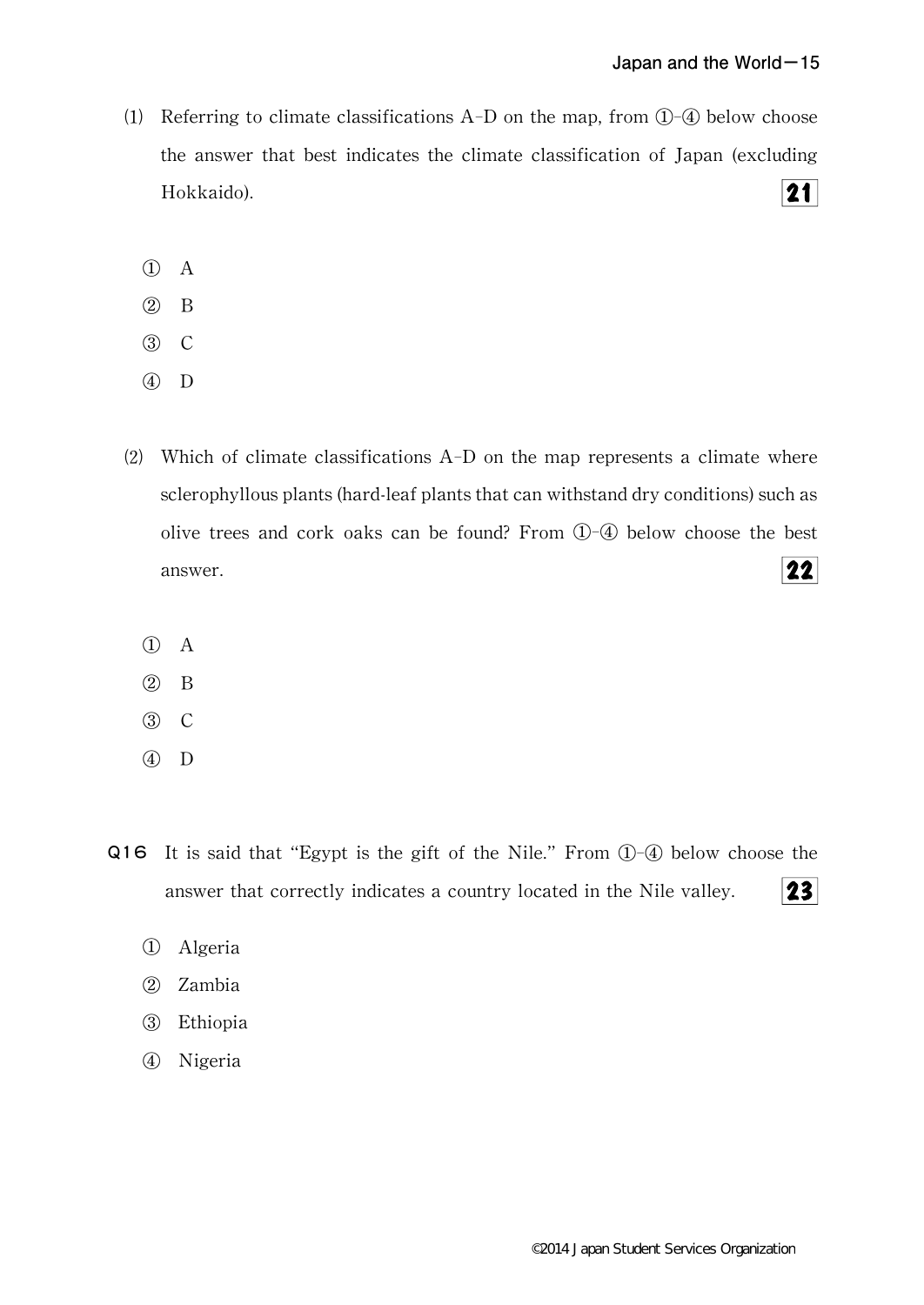(1) Referring to climate classifications A–D on the map, from ①–④ below choose the answer that best indicates the climate classification of Japan (excluding Hokkaido). **21**

① A

② B

③ C

④ D

(2) Which of climate classifications A–D on the map represents a climate where sclerophyllous plants (hard-leaf plants that can withstand dry conditions) such as olive trees and cork oaks can be found? From ①–④ below choose the best answer. **22**

① A

② B

③ C

④ D

**Q16** It is said that "Egypt is the gift of the Nile." From ①–④ below choose the answer that correctly indicates a country located in the Nile valley. **23**

① Algeria

② Zambia

③ Ethiopia

④ Nigeria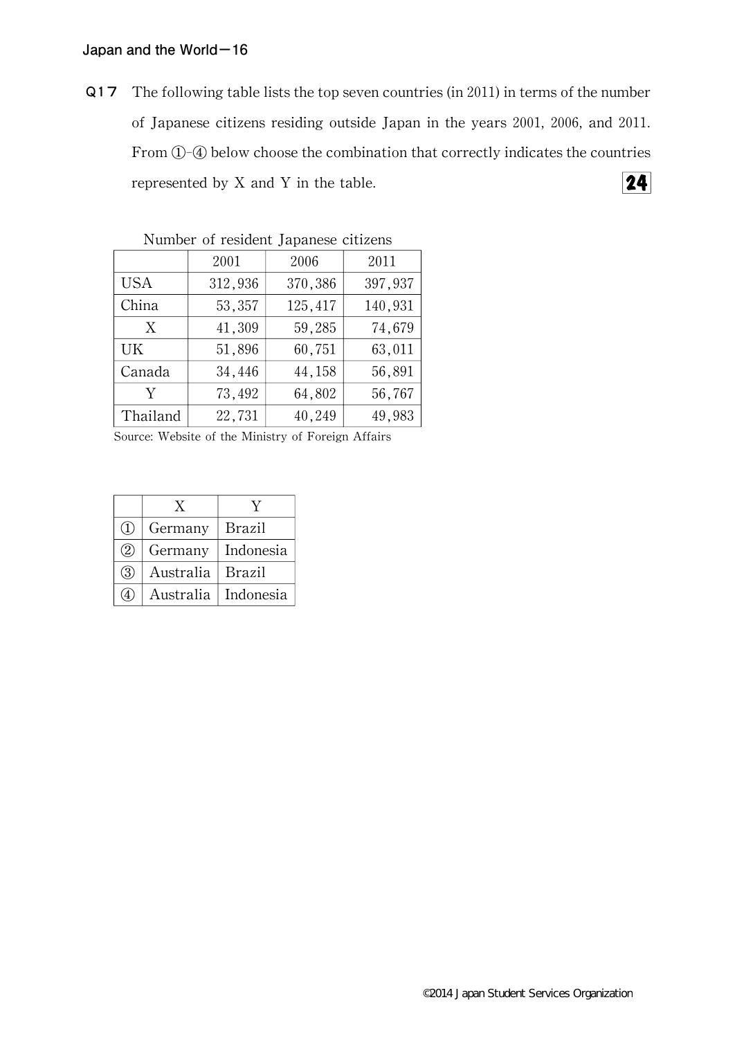**Q17** The following table lists the top seven countries (in 2011) in terms of the number of Japanese citizens residing outside Japan in the years 2001, 2006, and 2011. From ①-④ below choose the combination that correctly indicates the countries represented by X and Y in the table. **24**

Number of resident Japanese citizens

| | 2001 | 2006 | 2011 |
|---|---|---|---|
| USA | 312,936 | 370,386 | 397,937 |
| China | 53,357 | 125,417 | 140,931 |
| X | 41,309 | 59,285 | 74,679 |
| UK | 51,896 | 60,751 | 63,011 |
| Canada | 34,446 | 44,158 | 56,891 |
| Y | 73,492 | 64,802 | 56,767 |
| Thailand | 22,731 | 40,249 | 49,983 |

Source: Website of the Ministry of Foreign Affairs

| | X | Y |
|---|---|---|
| ① | Germany | Brazil |
| ② | Germany | Indonesia |
| ③ | Australia | Brazil |
| ④ | Australia | Indonesia |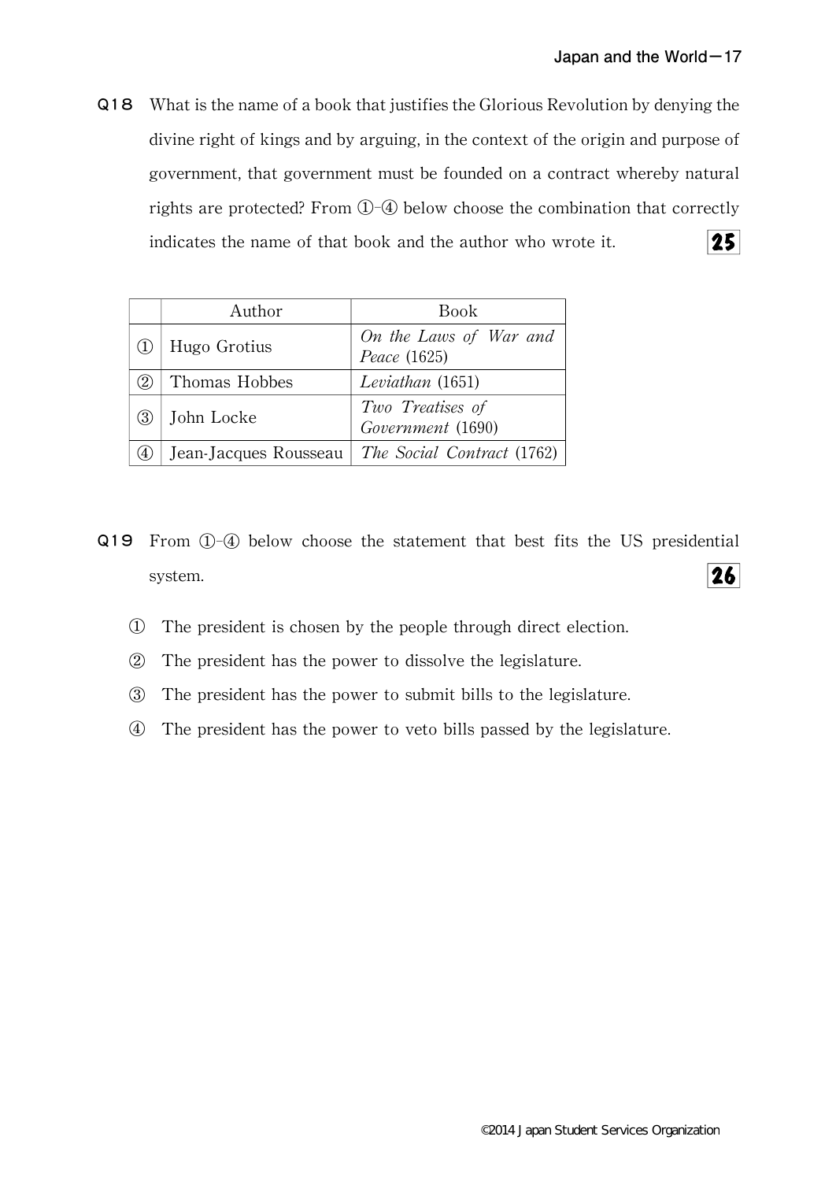**Q18** What is the name of a book that justifies the Glorious Revolution by denying the divine right of kings and by arguing, in the context of the origin and purpose of government, that government must be founded on a contract whereby natural rights are protected? From ①-④ below choose the combination that correctly indicates the name of that book and the author who wrote it. **25**

| | Author | Book |
|---|---|---|
| ① | Hugo Grotius | *On the Laws of War and Peace* (1625) |
| ② | Thomas Hobbes | *Leviathan* (1651) |
| ③ | John Locke | *Two Treatises of Government* (1690) |
| ④ | Jean-Jacques Rousseau | *The Social Contract* (1762) |

**Q19** From ①-④ below choose the statement that best fits the US presidential system. **26**

① The president is chosen by the people through direct election.

② The president has the power to dissolve the legislature.

③ The president has the power to submit bills to the legislature.

④ The president has the power to veto bills passed by the legislature.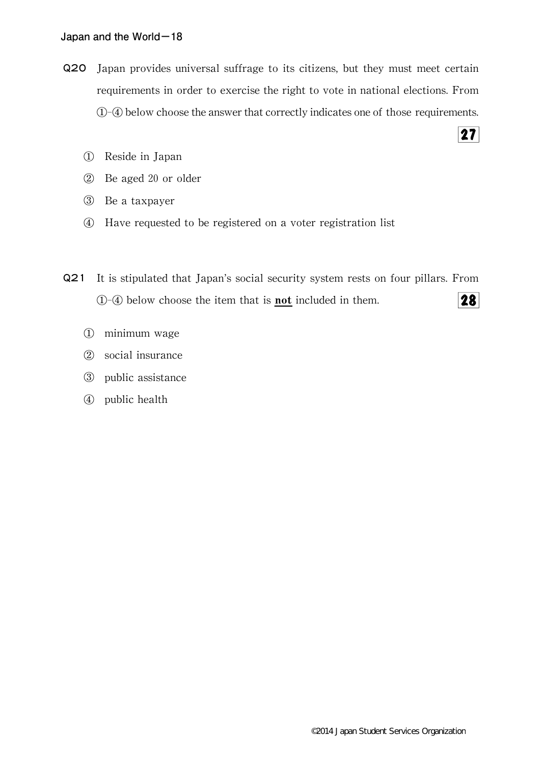**Q20** Japan provides universal suffrage to its citizens, but they must meet certain requirements in order to exercise the right to vote in national elections. From ①-④ below choose the answer that correctly indicates one of those requirements. **27**

① Reside in Japan

② Be aged 20 or older

③ Be a taxpayer

④ Have requested to be registered on a voter registration list

**Q21** It is stipulated that Japan's social security system rests on four pillars. From ①-④ below choose the item that is **not** included in them. **28**

① minimum wage

② social insurance

③ public assistance

④ public health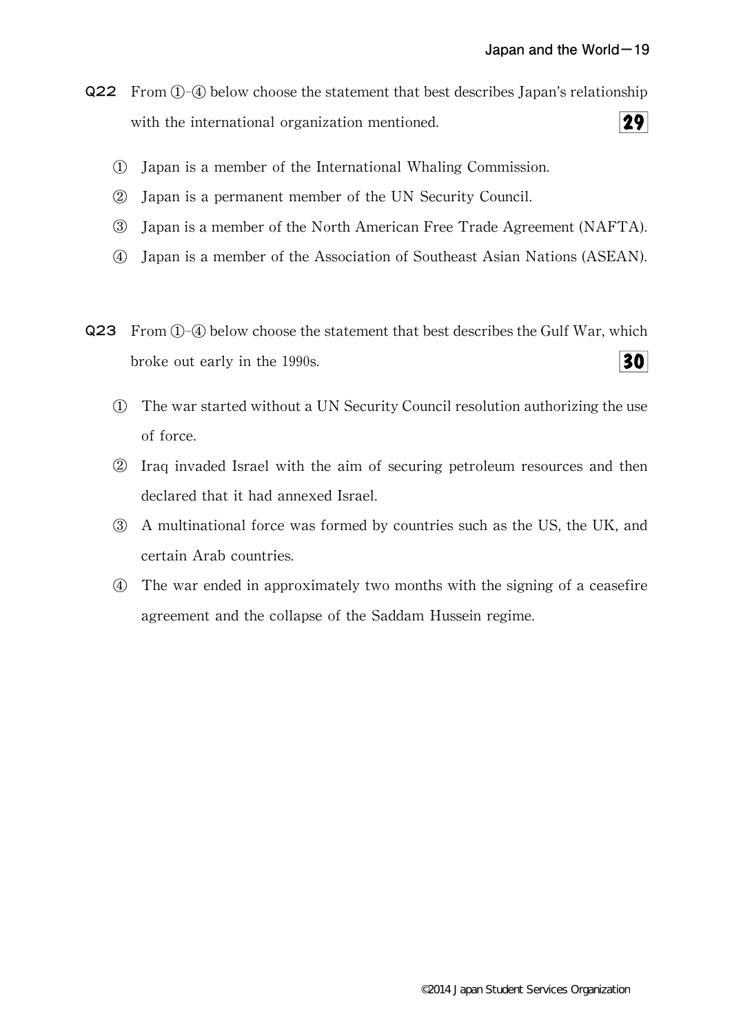**Q22** From ①-④ below choose the statement that best describes Japan's relationship with the international organization mentioned. **29**

① Japan is a member of the International Whaling Commission.

② Japan is a permanent member of the UN Security Council.

③ Japan is a member of the North American Free Trade Agreement (NAFTA).

④ Japan is a member of the Association of Southeast Asian Nations (ASEAN).

**Q23** From ①-④ below choose the statement that best describes the Gulf War, which broke out early in the 1990s. **30**

① The war started without a UN Security Council resolution authorizing the use of force.

② Iraq invaded Israel with the aim of securing petroleum resources and then declared that it had annexed Israel.

③ A multinational force was formed by countries such as the US, the UK, and certain Arab countries.

④ The war ended in approximately two months with the signing of a ceasefire agreement and the collapse of the Saddam Hussein regime.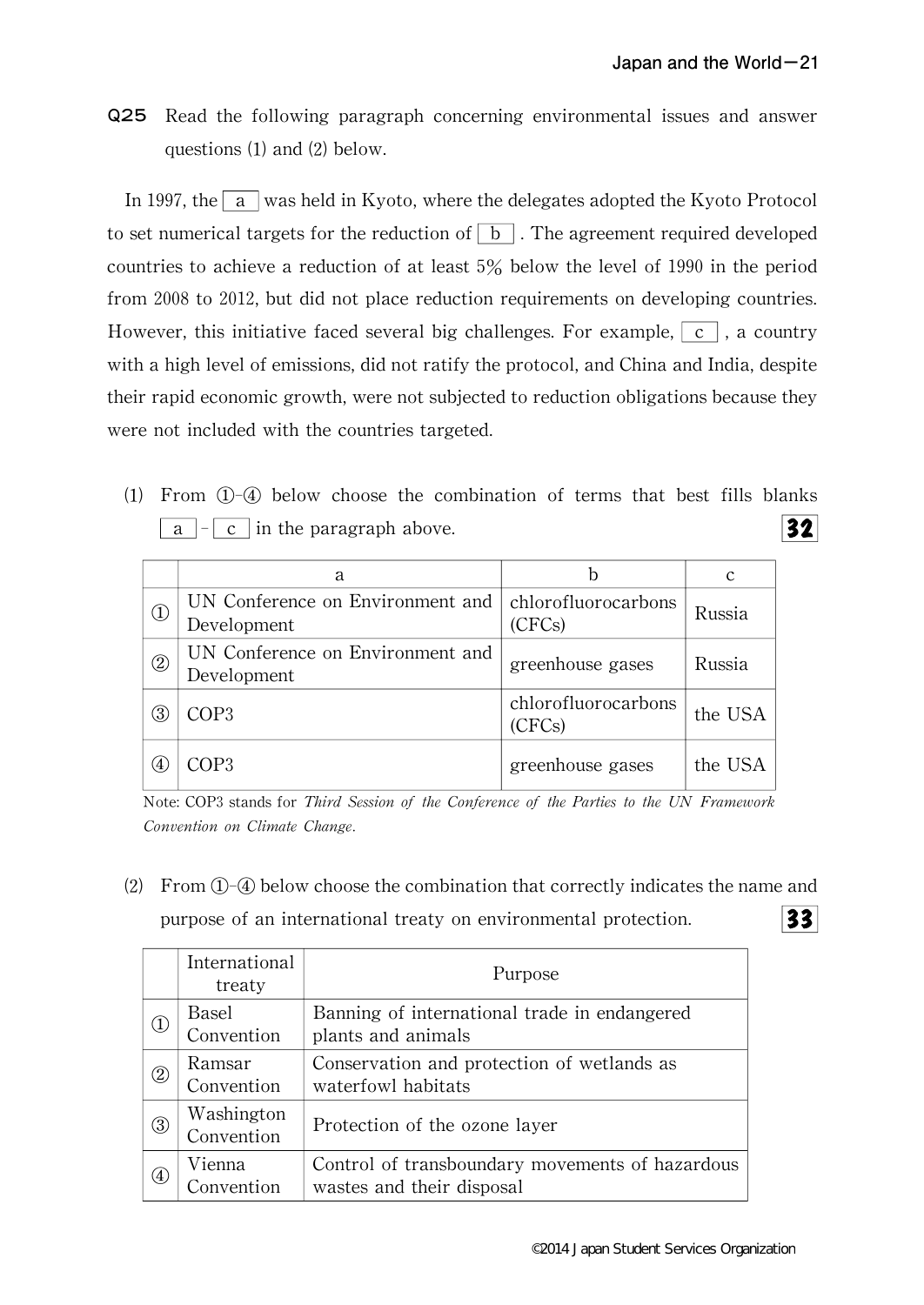**Q25** Read the following paragraph concerning environmental issues and answer questions (1) and (2) below.

In 1997, the [ a ] was held in Kyoto, where the delegates adopted the Kyoto Protocol to set numerical targets for the reduction of [ b ]. The agreement required developed countries to achieve a reduction of at least 5% below the level of 1990 in the period from 2008 to 2012, but did not place reduction requirements on developing countries. However, this initiative faced several big challenges. For example, [ c ], a country with a high level of emissions, did not ratify the protocol, and China and India, despite their rapid economic growth, were not subjected to reduction obligations because they were not included with the countries targeted.

(1) From ①-④ below choose the combination of terms that best fills blanks [ a ] - [ c ] in the paragraph above. **32**

| | a | b | c |
|---|---|---|---|
| ① | UN Conference on Environment and Development | chlorofluorocarbons (CFCs) | Russia |
| ② | UN Conference on Environment and Development | greenhouse gases | Russia |
| ③ | COP3 | chlorofluorocarbons (CFCs) | the USA |
| ④ | COP3 | greenhouse gases | the USA |

Note: COP3 stands for *Third Session of the Conference of the Parties to the UN Framework Convention on Climate Change*.

(2) From ①-④ below choose the combination that correctly indicates the name and purpose of an international treaty on environmental protection. **33**

| | International treaty | Purpose |
|---|---|---|
| ① | Basel Convention | Banning of international trade in endangered plants and animals |
| ② | Ramsar Convention | Conservation and protection of wetlands as waterfowl habitats |
| ③ | Washington Convention | Protection of the ozone layer |
| ④ | Vienna Convention | Control of transboundary movements of hazardous wastes and their disposal |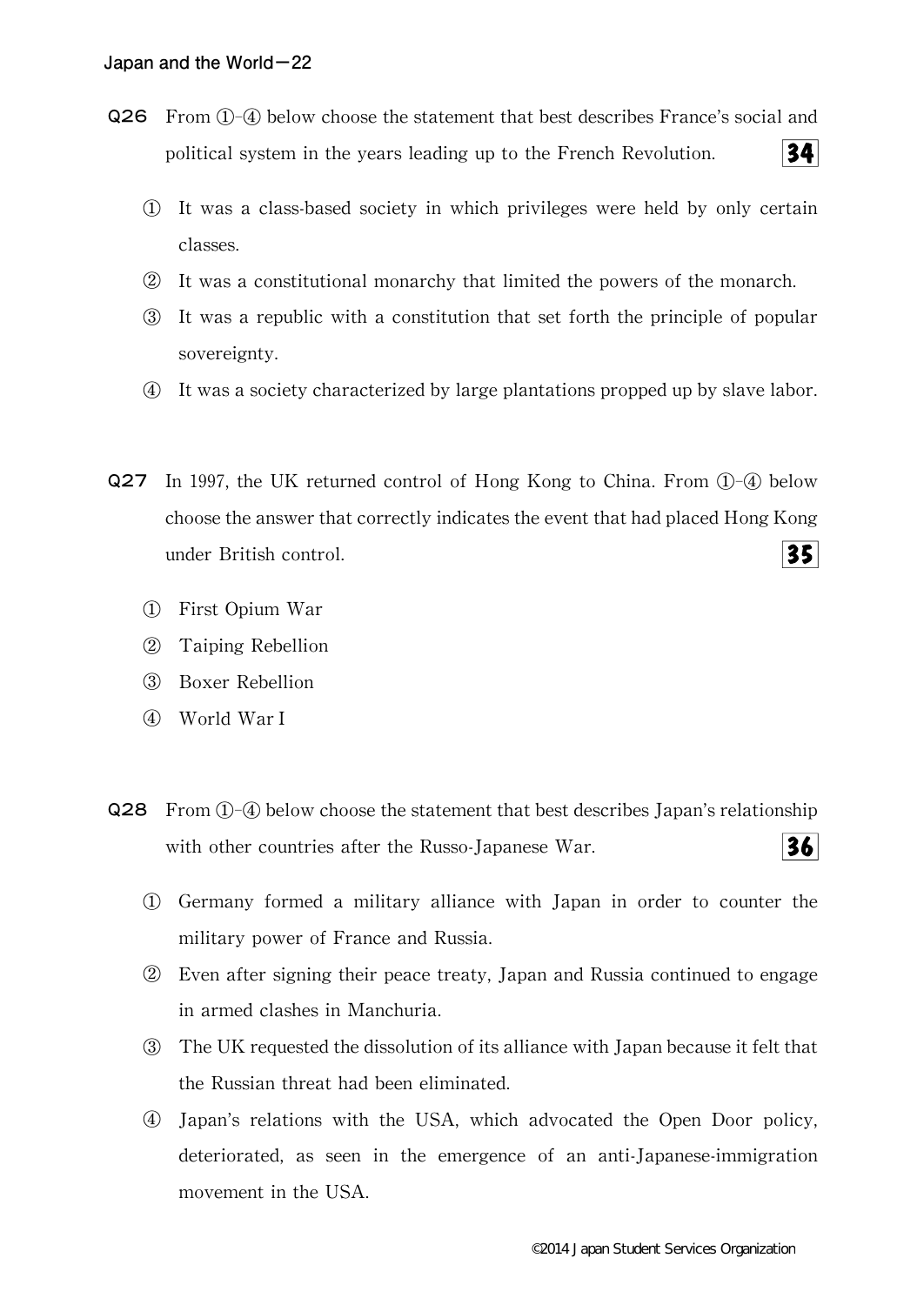**Q26** From ①–④ below choose the statement that best describes France's social and political system in the years leading up to the French Revolution. **34**

① It was a class-based society in which privileges were held by only certain classes.

② It was a constitutional monarchy that limited the powers of the monarch.

③ It was a republic with a constitution that set forth the principle of popular sovereignty.

④ It was a society characterized by large plantations propped up by slave labor.

**Q27** In 1997, the UK returned control of Hong Kong to China. From ①–④ below choose the answer that correctly indicates the event that had placed Hong Kong under British control. **35**

① First Opium War

② Taiping Rebellion

③ Boxer Rebellion

④ World War I

**Q28** From ①–④ below choose the statement that best describes Japan's relationship with other countries after the Russo-Japanese War. **36**

① Germany formed a military alliance with Japan in order to counter the military power of France and Russia.

② Even after signing their peace treaty, Japan and Russia continued to engage in armed clashes in Manchuria.

③ The UK requested the dissolution of its alliance with Japan because it felt that the Russian threat had been eliminated.

④ Japan's relations with the USA, which advocated the Open Door policy, deteriorated, as seen in the emergence of an anti-Japanese-immigration movement in the USA.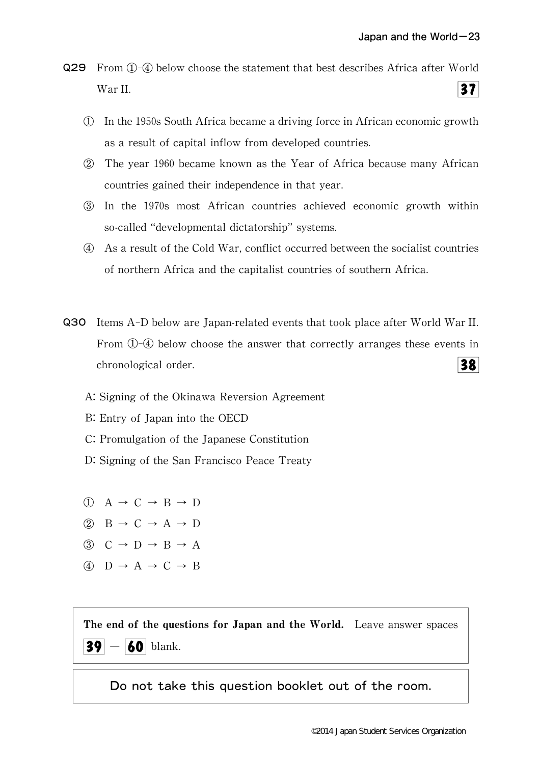**Q29** From ①–④ below choose the statement that best describes Africa after World War II. **37**

① In the 1950s South Africa became a driving force in African economic growth as a result of capital inflow from developed countries.

② The year 1960 became known as the Year of Africa because many African countries gained their independence in that year.

③ In the 1970s most African countries achieved economic growth within so-called "developmental dictatorship" systems.

④ As a result of the Cold War, conflict occurred between the socialist countries of northern Africa and the capitalist countries of southern Africa.

**Q30** Items A–D below are Japan-related events that took place after World War II. From ①–④ below choose the answer that correctly arranges these events in chronological order. **38**

A: Signing of the Okinawa Reversion Agreement

B: Entry of Japan into the OECD

C: Promulgation of the Japanese Constitution

D: Signing of the San Francisco Peace Treaty

① A → C → B → D

② B → C → A → D

③ C → D → B → A

④ D → A → C → B

**The end of the questions for Japan and the World.** Leave answer spaces **39** – **60** blank.

Do not take this question booklet out of the room.

©2014 Japan Student Services Organization